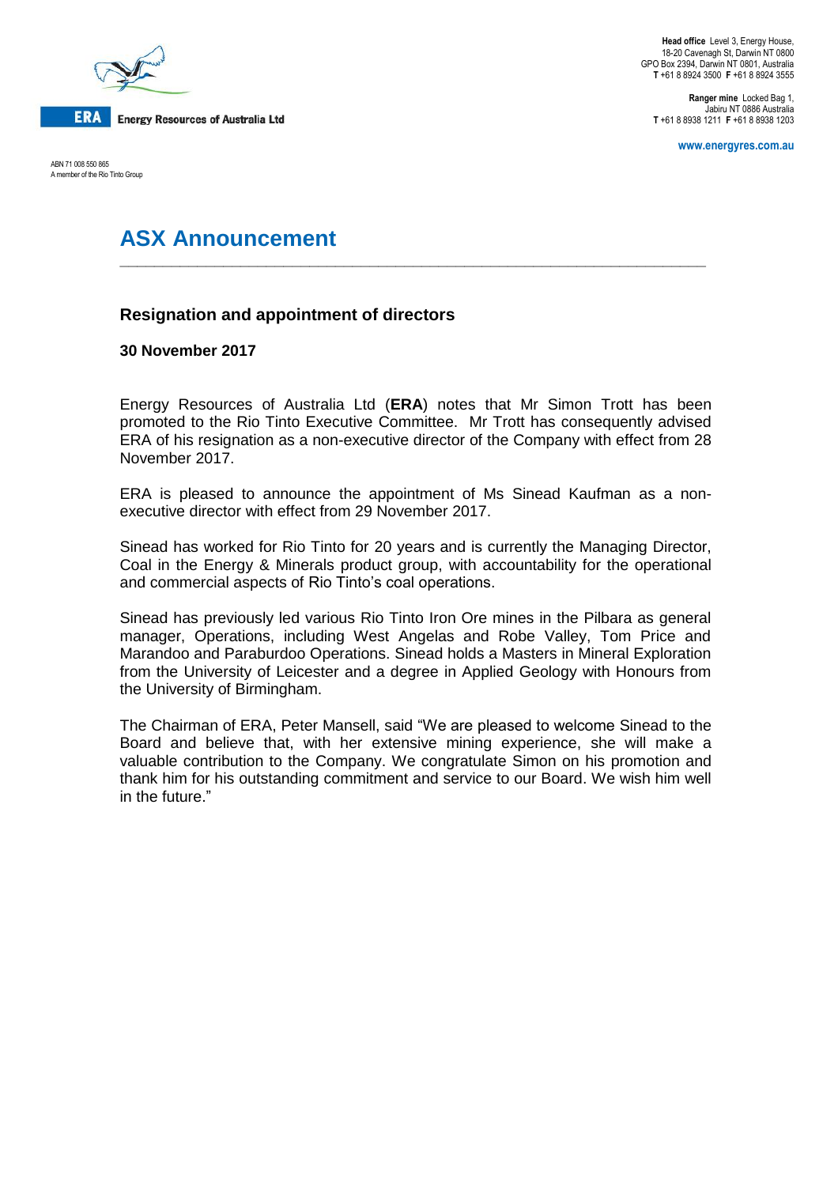**Energy Resources of Australia Ltd**

ABN 71 008 550 865
A member of the Rio Tinto Group

**Head office** Level 3, Energy House, 18-20 Cavenagh St, Darwin NT 0800
GPO Box 2394, Darwin NT 0801, Australia
**T** +61 8 8924 3500 **F** +61 8 8924 3555

**Ranger mine** Locked Bag 1, Jabiru NT 0886 Australia
**T** +61 8 8938 1211 **F** +61 8 8938 1203

www.energyres.com.au

# ASX Announcement

## Resignation and appointment of directors

**30 November 2017**

Energy Resources of Australia Ltd (**ERA**) notes that Mr Simon Trott has been promoted to the Rio Tinto Executive Committee. Mr Trott has consequently advised ERA of his resignation as a non-executive director of the Company with effect from 28 November 2017.

ERA is pleased to announce the appointment of Ms Sinead Kaufman as a non-executive director with effect from 29 November 2017.

Sinead has worked for Rio Tinto for 20 years and is currently the Managing Director, Coal in the Energy & Minerals product group, with accountability for the operational and commercial aspects of Rio Tinto's coal operations.

Sinead has previously led various Rio Tinto Iron Ore mines in the Pilbara as general manager, Operations, including West Angelas and Robe Valley, Tom Price and Marandoo and Paraburdoo Operations. Sinead holds a Masters in Mineral Exploration from the University of Leicester and a degree in Applied Geology with Honours from the University of Birmingham.

The Chairman of ERA, Peter Mansell, said "We are pleased to welcome Sinead to the Board and believe that, with her extensive mining experience, she will make a valuable contribution to the Company. We congratulate Simon on his promotion and thank him for his outstanding commitment and service to our Board. We wish him well in the future."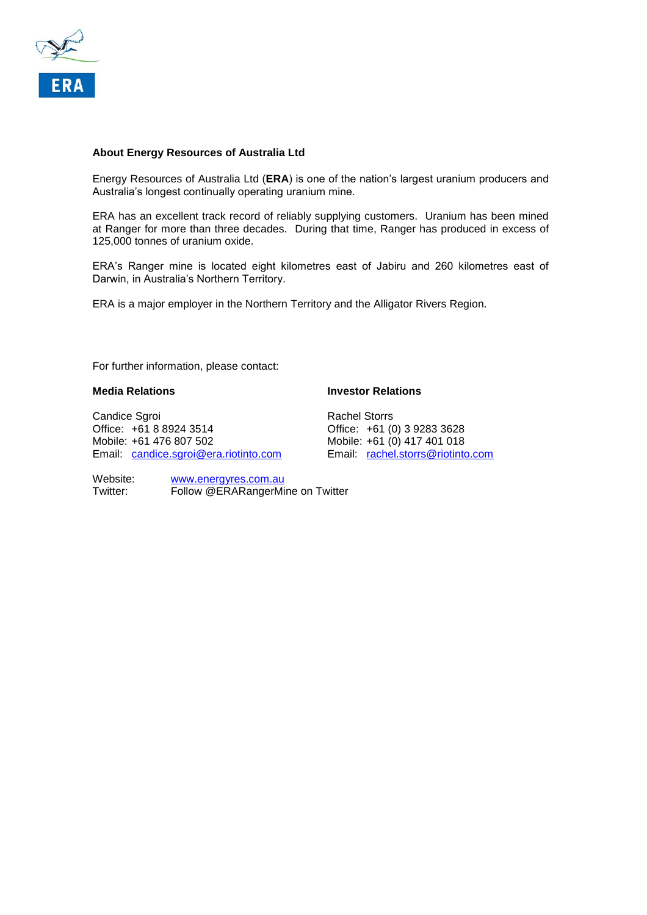ERA

**About Energy Resources of Australia Ltd**

Energy Resources of Australia Ltd (**ERA**) is one of the nation's largest uranium producers and Australia's longest continually operating uranium mine.

ERA has an excellent track record of reliably supplying customers. Uranium has been mined at Ranger for more than three decades. During that time, Ranger has produced in excess of 125,000 tonnes of uranium oxide.

ERA's Ranger mine is located eight kilometres east of Jabiru and 260 kilometres east of Darwin, in Australia's Northern Territory.

ERA is a major employer in the Northern Territory and the Alligator Rivers Region.

For further information, please contact:

**Media Relations**

Candice Sgroi
Office: +61 8 8924 3514
Mobile: +61 476 807 502
Email: candice.sgroi@era.riotinto.com

**Investor Relations**

Rachel Storrs
Office: +61 (0) 3 9283 3628
Mobile: +61 (0) 417 401 018
Email: rachel.storrs@riotinto.com

Website: www.energyres.com.au
Twitter: Follow @ERARangerMine on Twitter